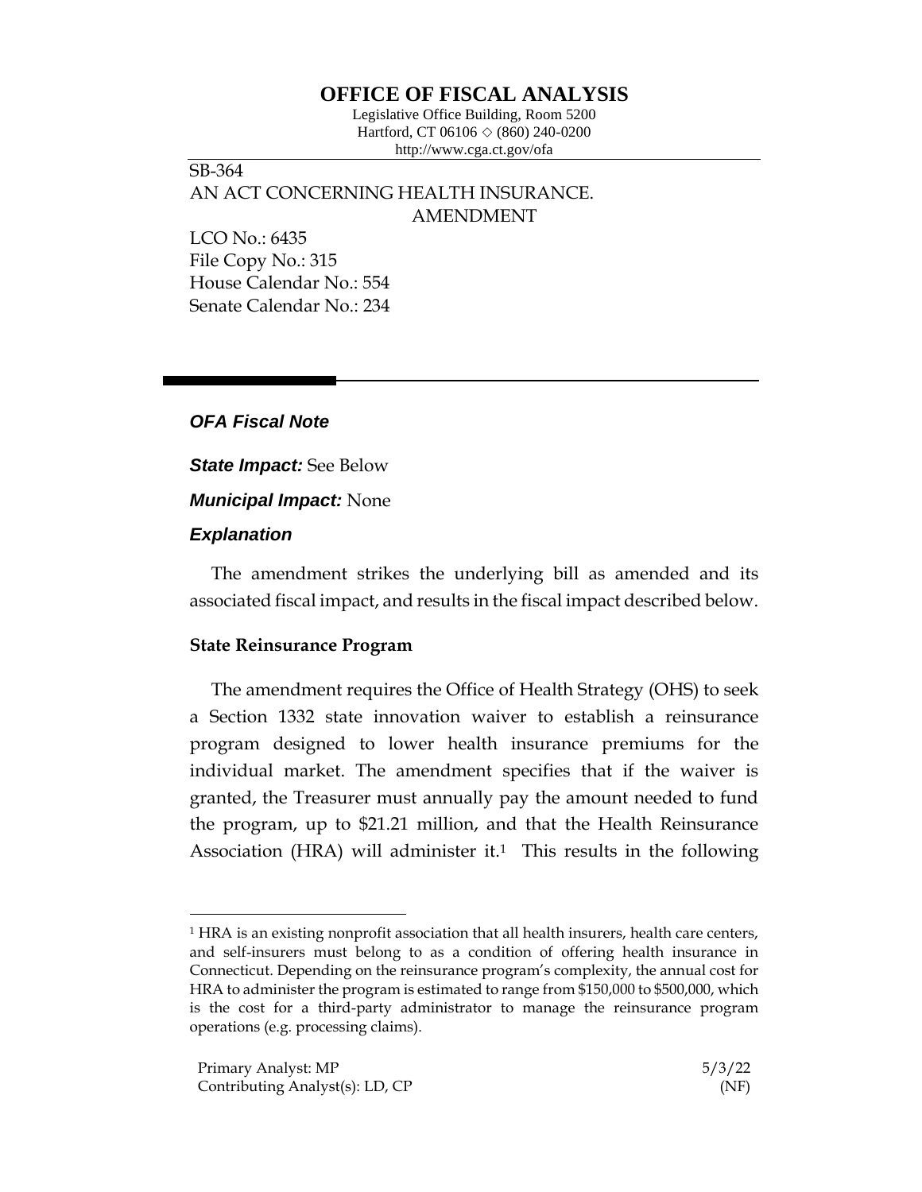# OFFICE OF FISCAL ANALYSIS

Legislative Office Building, Room 5200
Hartford, CT 06106 ◇ (860) 240-0200
http://www.cga.ct.gov/ofa

SB-364
AN ACT CONCERNING HEALTH INSURANCE.
AMENDMENT

LCO No.: 6435
File Copy No.: 315
House Calendar No.: 554
Senate Calendar No.: 234

## *OFA Fiscal Note*

***State Impact:*** See Below

***Municipal Impact:*** None

### *Explanation*

The amendment strikes the underlying bill as amended and its associated fiscal impact, and results in the fiscal impact described below.

**State Reinsurance Program**

The amendment requires the Office of Health Strategy (OHS) to seek a Section 1332 state innovation waiver to establish a reinsurance program designed to lower health insurance premiums for the individual market. The amendment specifies that if the waiver is granted, the Treasurer must annually pay the amount needed to fund the program, up to $21.21 million, and that the Health Reinsurance Association (HRA) will administer it.[1] This results in the following

[1] HRA is an existing nonprofit association that all health insurers, health care centers, and self-insurers must belong to as a condition of offering health insurance in Connecticut. Depending on the reinsurance program's complexity, the annual cost for HRA to administer the program is estimated to range from $150,000 to $500,000, which is the cost for a third-party administrator to manage the reinsurance program operations (e.g. processing claims).

Primary Analyst: MP
Contributing Analyst(s): LD, CP

5/3/22
(NF)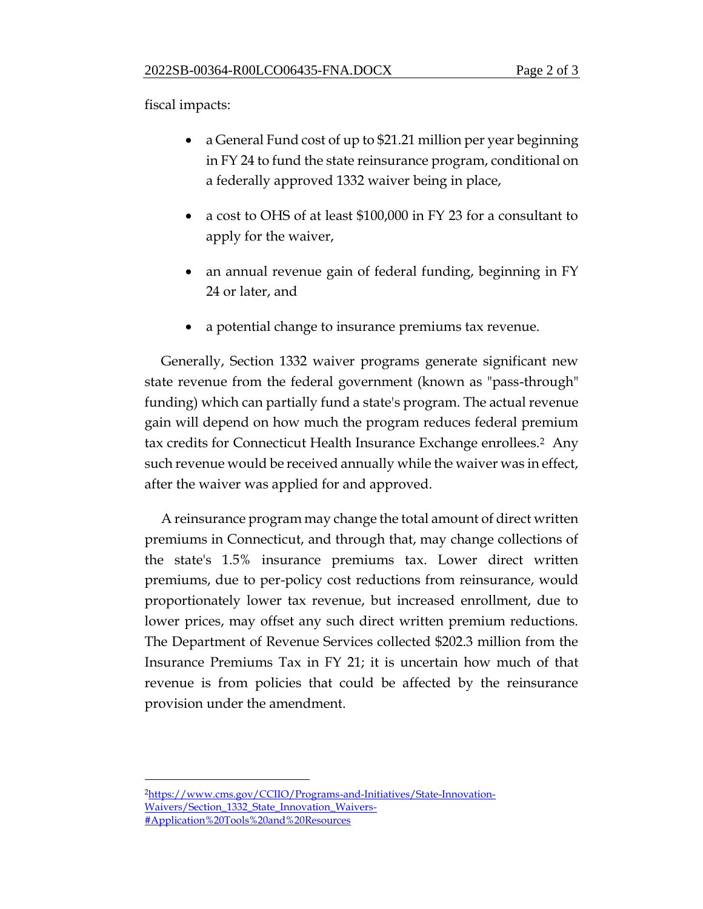fiscal impacts:

- a General Fund cost of up to $21.21 million per year beginning in FY 24 to fund the state reinsurance program, conditional on a federally approved 1332 waiver being in place,

- a cost to OHS of at least $100,000 in FY 23 for a consultant to apply for the waiver,

- an annual revenue gain of federal funding, beginning in FY 24 or later, and

- a potential change to insurance premiums tax revenue.

Generally, Section 1332 waiver programs generate significant new state revenue from the federal government (known as "pass-through" funding) which can partially fund a state's program. The actual revenue gain will depend on how much the program reduces federal premium tax credits for Connecticut Health Insurance Exchange enrollees.[2] Any such revenue would be received annually while the waiver was in effect, after the waiver was applied for and approved.

A reinsurance program may change the total amount of direct written premiums in Connecticut, and through that, may change collections of the state's 1.5% insurance premiums tax. Lower direct written premiums, due to per-policy cost reductions from reinsurance, would proportionately lower tax revenue, but increased enrollment, due to lower prices, may offset any such direct written premium reductions. The Department of Revenue Services collected $202.3 million from the Insurance Premiums Tax in FY 21; it is uncertain how much of that revenue is from policies that could be affected by the reinsurance provision under the amendment.

---

[2] https://www.cms.gov/CCIIO/Programs-and-Initiatives/State-Innovation-Waivers/Section_1332_State_Innovation_Waivers-#Application%20Tools%20and%20Resources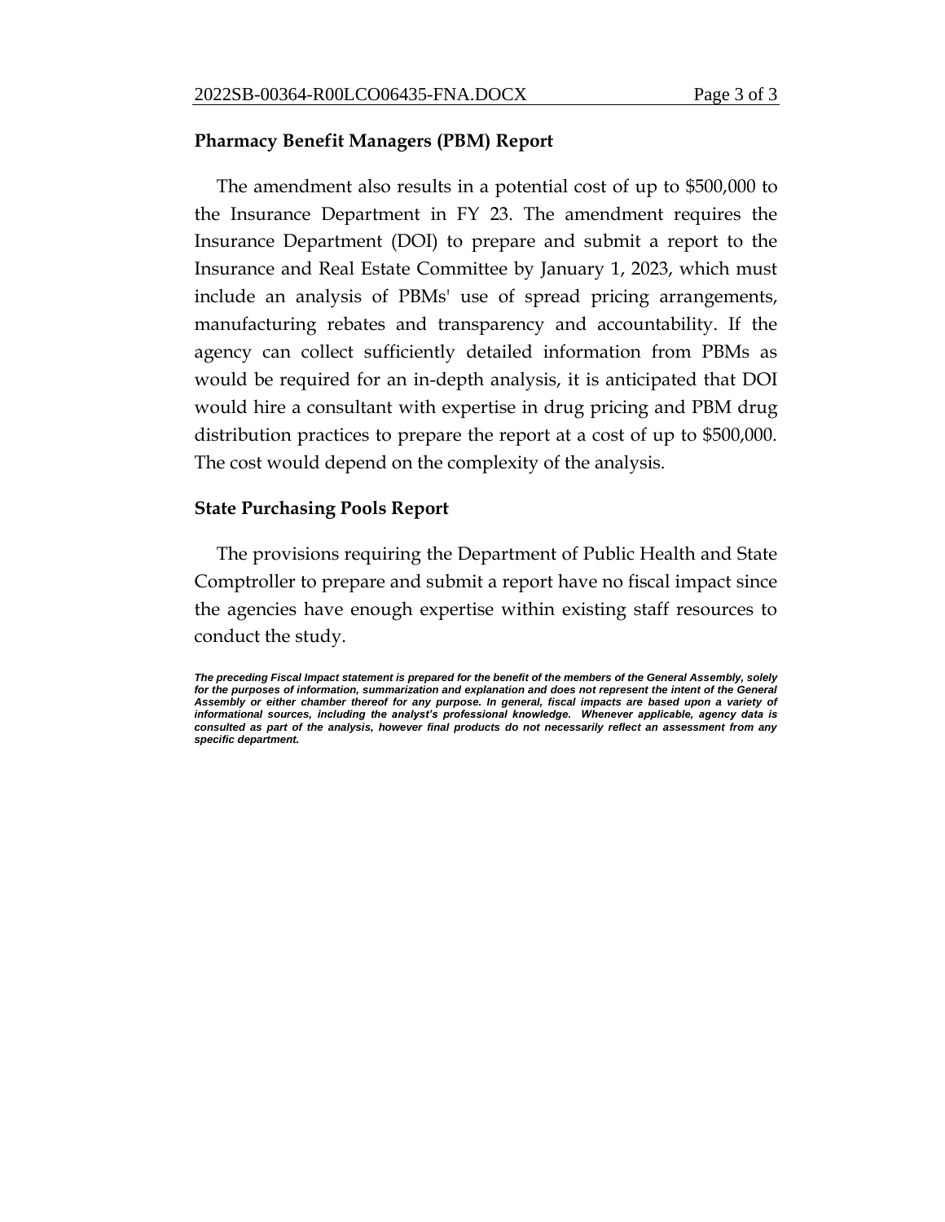**Pharmacy Benefit Managers (PBM) Report**

The amendment also results in a potential cost of up to $500,000 to the Insurance Department in FY 23. The amendment requires the Insurance Department (DOI) to prepare and submit a report to the Insurance and Real Estate Committee by January 1, 2023, which must include an analysis of PBMs' use of spread pricing arrangements, manufacturing rebates and transparency and accountability. If the agency can collect sufficiently detailed information from PBMs as would be required for an in-depth analysis, it is anticipated that DOI would hire a consultant with expertise in drug pricing and PBM drug distribution practices to prepare the report at a cost of up to $500,000. The cost would depend on the complexity of the analysis.

**State Purchasing Pools Report**

The provisions requiring the Department of Public Health and State Comptroller to prepare and submit a report have no fiscal impact since the agencies have enough expertise within existing staff resources to conduct the study.

***The preceding Fiscal Impact statement is prepared for the benefit of the members of the General Assembly, solely for the purposes of information, summarization and explanation and does not represent the intent of the General Assembly or either chamber thereof for any purpose. In general, fiscal impacts are based upon a variety of informational sources, including the analyst's professional knowledge. Whenever applicable, agency data is consulted as part of the analysis, however final products do not necessarily reflect an assessment from any specific department.***